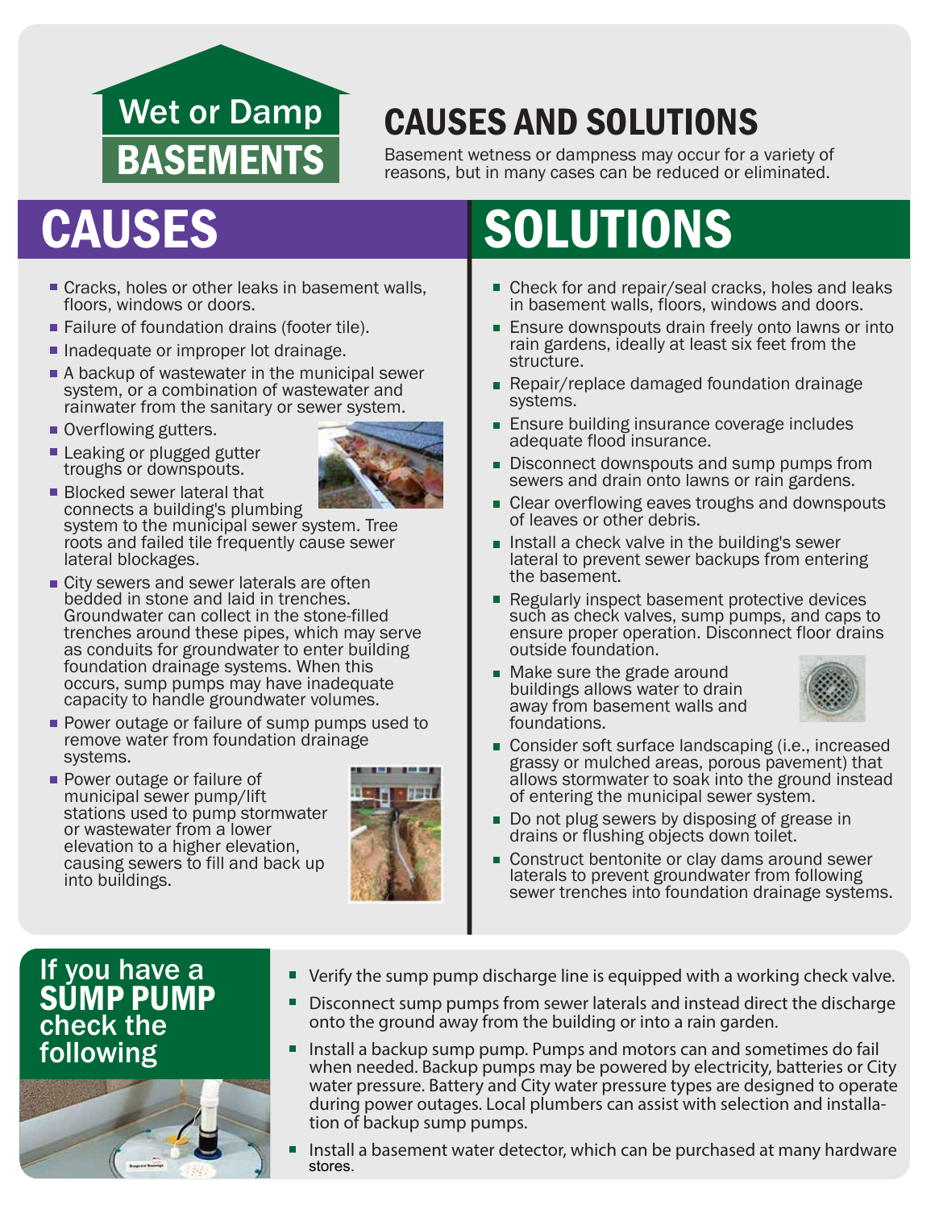# Wet or Damp BASEMENTS

## CAUSES AND SOLUTIONS

Basement wetness or dampness may occur for a variety of reasons, but in many cases can be reduced or eliminated.

## CAUSES

- Cracks, holes or other leaks in basement walls, floors, windows or doors.
- Failure of foundation drains (footer tile).
- Inadequate or improper lot drainage.
- A backup of wastewater in the municipal sewer system, or a combination of wastewater and rainwater from the sanitary or sewer system.
- Overflowing gutters.
- Leaking or plugged gutter troughs or downspouts.
- Blocked sewer lateral that connects a building's plumbing system to the municipal sewer system. Tree roots and failed tile frequently cause sewer lateral blockages.
- City sewers and sewer laterals are often bedded in stone and laid in trenches. Groundwater can collect in the stone-filled trenches around these pipes, which may serve as conduits for groundwater to enter building foundation drainage systems. When this occurs, sump pumps may have inadequate capacity to handle groundwater volumes.
- Power outage or failure of sump pumps used to remove water from foundation drainage systems.
- Power outage or failure of municipal sewer pump/lift stations used to pump stormwater or wastewater from a lower elevation to a higher elevation, causing sewers to fill and back up into buildings.

## SOLUTIONS

- Check for and repair/seal cracks, holes and leaks in basement walls, floors, windows and doors.
- Ensure downspouts drain freely onto lawns or into rain gardens, ideally at least six feet from the structure.
- Repair/replace damaged foundation drainage systems.
- Ensure building insurance coverage includes adequate flood insurance.
- Disconnect downspouts and sump pumps from sewers and drain onto lawns or rain gardens.
- Clear overflowing eaves troughs and downspouts of leaves or other debris.
- Install a check valve in the building's sewer lateral to prevent sewer backups from entering the basement.
- Regularly inspect basement protective devices such as check valves, sump pumps, and caps to ensure proper operation. Disconnect floor drains outside foundation.
- Make sure the grade around buildings allows water to drain away from basement walls and foundations.
- Consider soft surface landscaping (i.e., increased grassy or mulched areas, porous pavement) that allows stormwater to soak into the ground instead of entering the municipal sewer system.
- Do not plug sewers by disposing of grease in drains or flushing objects down toilet.
- Construct bentonite or clay dams around sewer laterals to prevent groundwater from following sewer trenches into foundation drainage systems.

## If you have a SUMP PUMP check the following

- Verify the sump pump discharge line is equipped with a working check valve.
- Disconnect sump pumps from sewer laterals and instead direct the discharge onto the ground away from the building or into a rain garden.
- Install a backup sump pump. Pumps and motors can and sometimes do fail when needed. Backup pumps may be powered by electricity, batteries or City water pressure. Battery and City water pressure types are designed to operate during power outages. Local plumbers can assist with selection and installation of backup sump pumps.
- Install a basement water detector, which can be purchased at many hardware stores.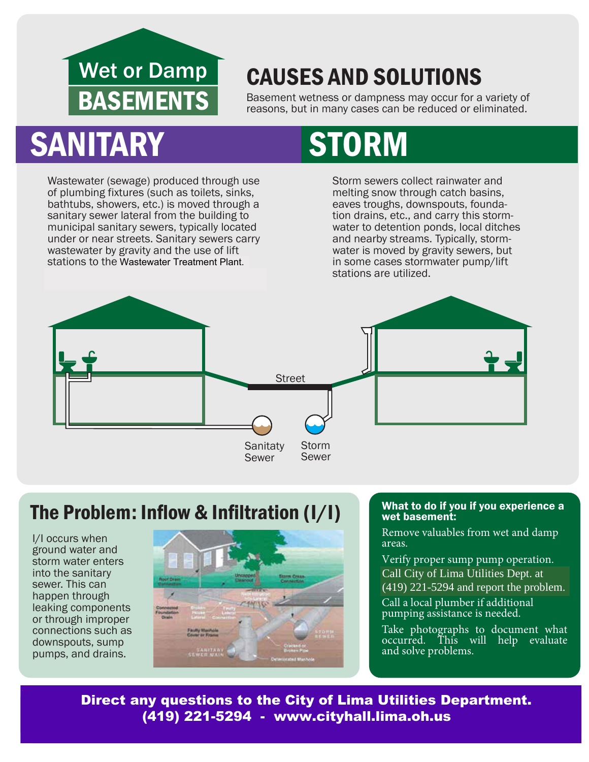# Wet or Damp BASEMENTS

## CAUSES AND SOLUTIONS

Basement wetness or dampness may occur for a variety of reasons, but in many cases can be reduced or eliminated.

## SANITARY

Wastewater (sewage) produced through use of plumbing fixtures (such as toilets, sinks, bathtubs, showers, etc.) is moved through a sanitary sewer lateral from the building to municipal sanitary sewers, typically located under or near streets. Sanitary sewers carry wastewater by gravity and the use of lift stations to the Wastewater Treatment Plant.

## STORM

Storm sewers collect rainwater and melting snow through catch basins, eaves troughs, downspouts, foundation drains, etc., and carry this stormwater to detention ponds, local ditches and nearby streams. Typically, stormwater is moved by gravity sewers, but in some cases stormwater pump/lift stations are utilized.

Street

Sanitaty Sewer

Storm Sewer

## The Problem: Inflow & Infiltration (I/I)

I/I occurs when ground water and storm water enters into the sanitary sewer. This can happen through leaking components or through improper connections such as downspouts, sump pumps, and drains.

Roof Drain Connection

Uncapped Cleanout

Storm Cross-Connection

Connected Foundation Drain

Broken House Lateral

Faulty Lateral Connection

Faulty Manhole Cover or Frame

SANITARY SEWER MAIN

Cracked or Broken Pipe

STORM SEWER

Deteriorated Manhole

**What to do if you if you experience a wet basement:**

Remove valuables from wet and damp areas.

Verify proper sump pump operation.

Call City of Lima Utilities Dept. at (419) 221-5294 and report the problem.

Call a local plumber if additional pumping assistance is needed.

Take photographs to document what occurred. This will help evaluate and solve problems.

**Direct any questions to the City of Lima Utilities Department.**
**(419) 221-5294 - www.cityhall.lima.oh.us**